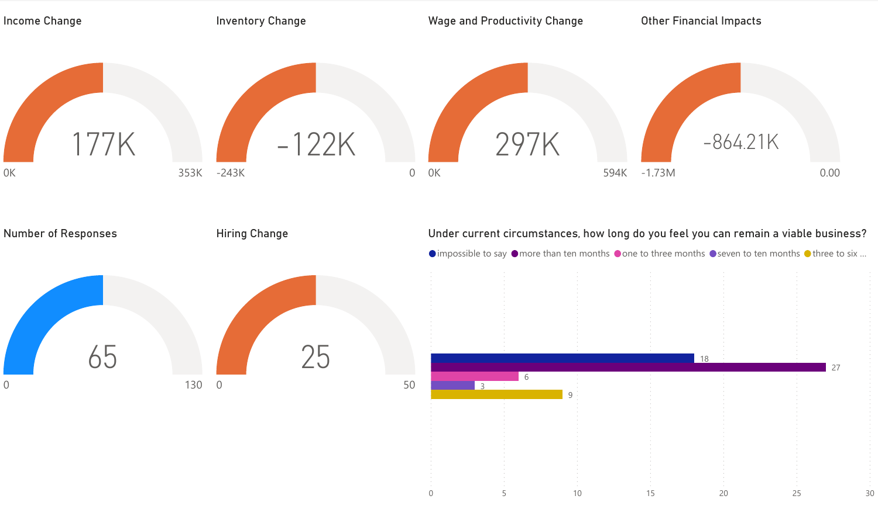Income Change

177K

0K 353K

Inventory Change

-122K

-243K 0

Wage and Productivity Change

297K

0K 594K

Other Financial Impacts

-864.21K

-1.73M 0.00

Number of Responses

65

0 130

Hiring Change

25

0 50

Under current circumstances, how long do you feel you can remain a viable business?

impossible to say
more than ten months
one to three months
seven to ten months
three to six ...

18
27
6
3
9

0 5 10 15 20 25 30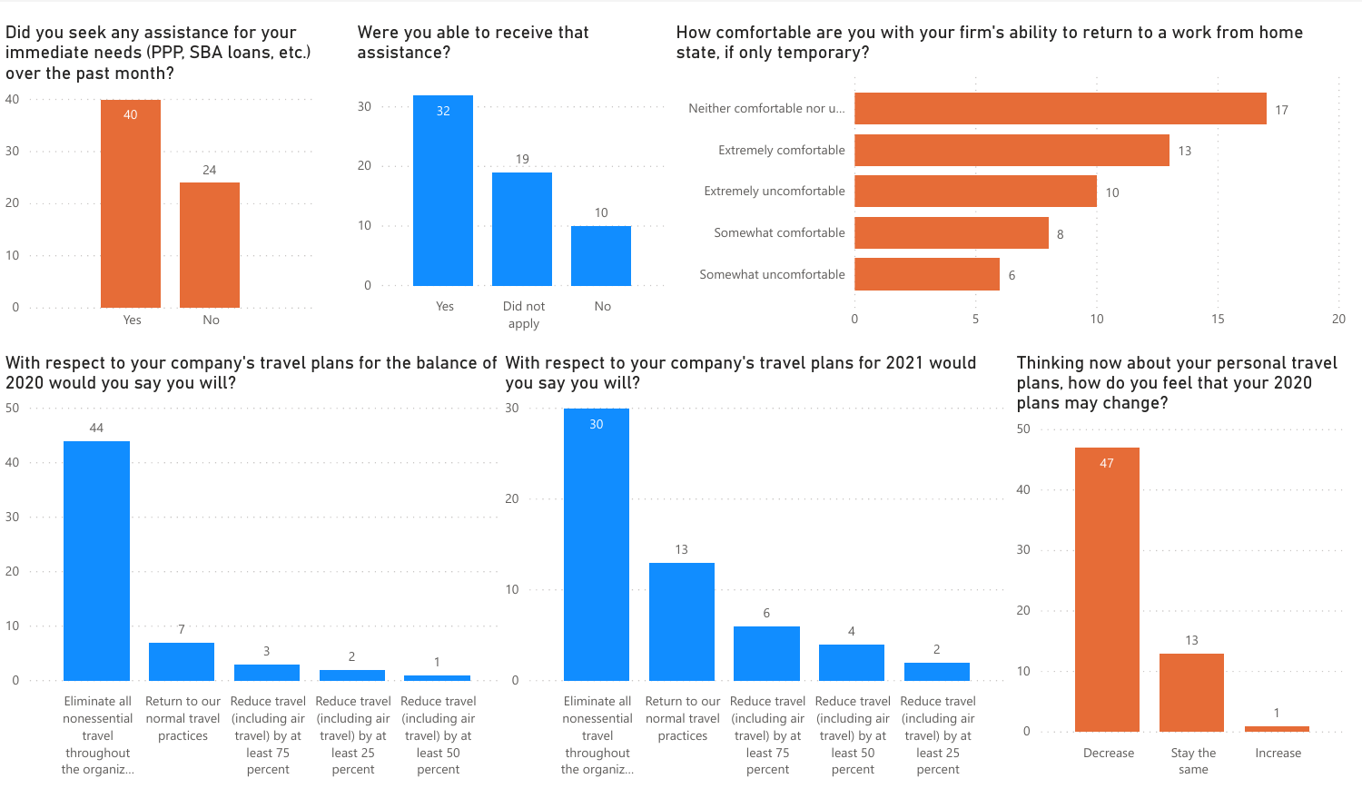Did you seek any assistance for your immediate needs (PPP, SBA loans, etc.) over the past month?

0
10
20
30
40

40
24

Yes
No

Were you able to receive that assistance?

0
10
20
30

32
19
10

Yes
Did not apply
No

How comfortable are you with your firm's ability to return to a work from home state, if only temporary?

Neither comfortable nor u...
Extremely comfortable
Extremely uncomfortable
Somewhat comfortable
Somewhat uncomfortable

17
13
10
8
6

0
5
10
15
20

With respect to your company's travel plans for the balance of 2020 would you say you will?

0
10
20
30
40
50

44
7
3
2
1

Eliminate all nonessential travel throughout the organiz...
Return to our normal travel practices
Reduce travel (including air travel) by at least 75 percent
Reduce travel (including air travel) by at least 25 percent
Reduce travel (including air travel) by at least 50 percent

With respect to your company's travel plans for 2021 would you say you will?

0
10
20
30

30
13
6
4
2

Eliminate all nonessential travel throughout the organiz...
Return to our normal travel practices
Reduce travel (including air travel) by at least 75 percent
Reduce travel (including air travel) by at least 50 percent
Reduce travel (including air travel) by at least 25 percent

Thinking now about your personal travel plans, how do you feel that your 2020 plans may change?

0
10
20
30
40
50

47
13
1

Decrease
Stay the same
Increase